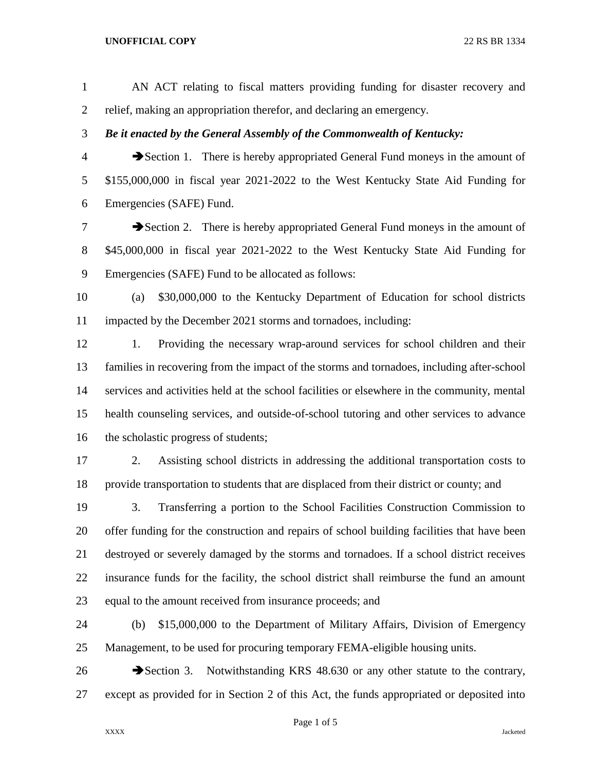AN ACT relating to fiscal matters providing funding for disaster recovery and relief, making an appropriation therefor, and declaring an emergency.

***Be it enacted by the General Assembly of the Commonwealth of Kentucky:***

➔Section 1. There is hereby appropriated General Fund moneys in the amount of $155,000,000 in fiscal year 2021-2022 to the West Kentucky State Aid Funding for Emergencies (SAFE) Fund.

➔Section 2. There is hereby appropriated General Fund moneys in the amount of $45,000,000 in fiscal year 2021-2022 to the West Kentucky State Aid Funding for Emergencies (SAFE) Fund to be allocated as follows:

(a) $30,000,000 to the Kentucky Department of Education for school districts impacted by the December 2021 storms and tornadoes, including:

1. Providing the necessary wrap-around services for school children and their families in recovering from the impact of the storms and tornadoes, including after-school services and activities held at the school facilities or elsewhere in the community, mental health counseling services, and outside-of-school tutoring and other services to advance the scholastic progress of students;

2. Assisting school districts in addressing the additional transportation costs to provide transportation to students that are displaced from their district or county; and

3. Transferring a portion to the School Facilities Construction Commission to offer funding for the construction and repairs of school building facilities that have been destroyed or severely damaged by the storms and tornadoes. If a school district receives insurance funds for the facility, the school district shall reimburse the fund an amount equal to the amount received from insurance proceeds; and

(b) $15,000,000 to the Department of Military Affairs, Division of Emergency Management, to be used for procuring temporary FEMA-eligible housing units.

➔Section 3. Notwithstanding KRS 48.630 or any other statute to the contrary, except as provided for in Section 2 of this Act, the funds appropriated or deposited into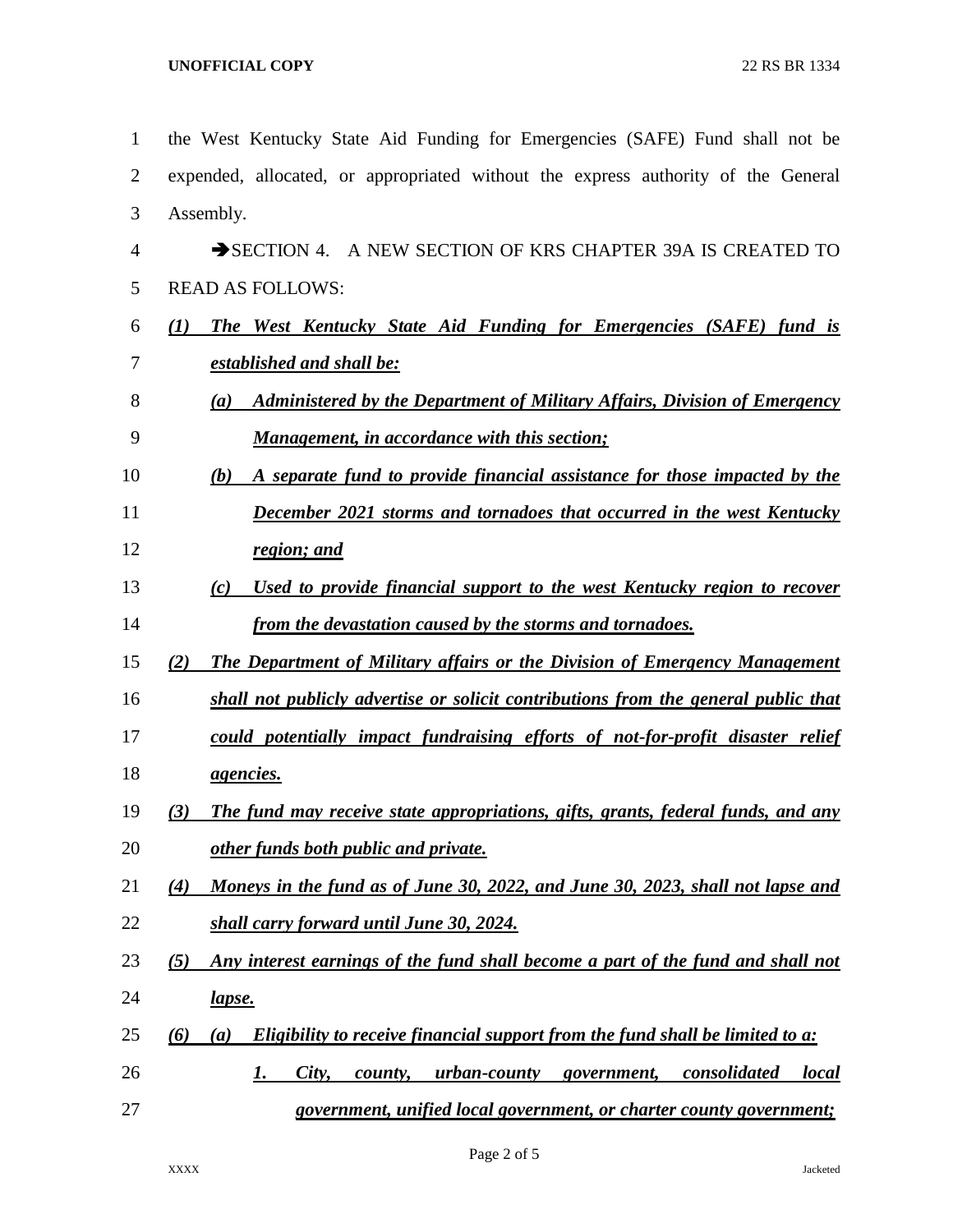the West Kentucky State Aid Funding for Emergencies (SAFE) Fund shall not be expended, allocated, or appropriated without the express authority of the General Assembly.

➔SECTION 4. A NEW SECTION OF KRS CHAPTER 39A IS CREATED TO READ AS FOLLOWS:

***(1) The West Kentucky State Aid Funding for Emergencies (SAFE) fund is established and shall be:***

***(a) Administered by the Department of Military Affairs, Division of Emergency Management, in accordance with this section;***

***(b) A separate fund to provide financial assistance for those impacted by the December 2021 storms and tornadoes that occurred in the west Kentucky region; and***

***(c) Used to provide financial support to the west Kentucky region to recover from the devastation caused by the storms and tornadoes.***

***(2) The Department of Military affairs or the Division of Emergency Management shall not publicly advertise or solicit contributions from the general public that could potentially impact fundraising efforts of not-for-profit disaster relief agencies.***

***(3) The fund may receive state appropriations, gifts, grants, federal funds, and any other funds both public and private.***

***(4) Moneys in the fund as of June 30, 2022, and June 30, 2023, shall not lapse and shall carry forward until June 30, 2024.***

***(5) Any interest earnings of the fund shall become a part of the fund and shall not lapse.***

***(6) (a) Eligibility to receive financial support from the fund shall be limited to a:***

***1. City, county, urban-county government, consolidated local government, unified local government, or charter county government;***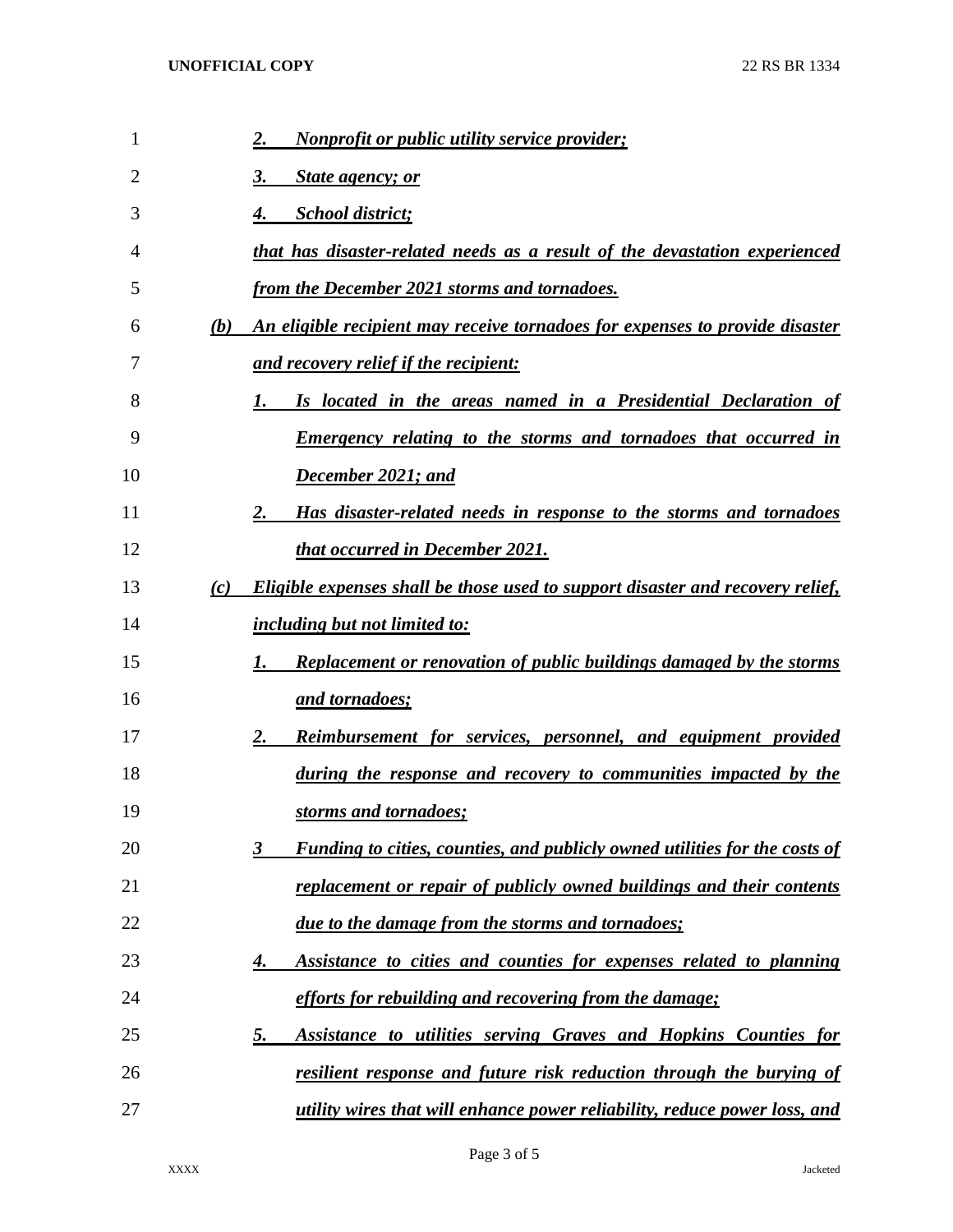*2. Nonprofit or public utility service provider;*

*3. State agency; or*

*4. School district;*

*that has disaster-related needs as a result of the devastation experienced from the December 2021 storms and tornadoes.*

*(b) An eligible recipient may receive tornadoes for expenses to provide disaster and recovery relief if the recipient:*

*1. Is located in the areas named in a Presidential Declaration of Emergency relating to the storms and tornadoes that occurred in December 2021; and*

*2. Has disaster-related needs in response to the storms and tornadoes that occurred in December 2021.*

*(c) Eligible expenses shall be those used to support disaster and recovery relief, including but not limited to:*

*1. Replacement or renovation of public buildings damaged by the storms and tornadoes;*

*2. Reimbursement for services, personnel, and equipment provided during the response and recovery to communities impacted by the storms and tornadoes;*

*3 Funding to cities, counties, and publicly owned utilities for the costs of replacement or repair of publicly owned buildings and their contents due to the damage from the storms and tornadoes;*

*4. Assistance to cities and counties for expenses related to planning efforts for rebuilding and recovering from the damage;*

*5. Assistance to utilities serving Graves and Hopkins Counties for resilient response and future risk reduction through the burying of utility wires that will enhance power reliability, reduce power loss, and*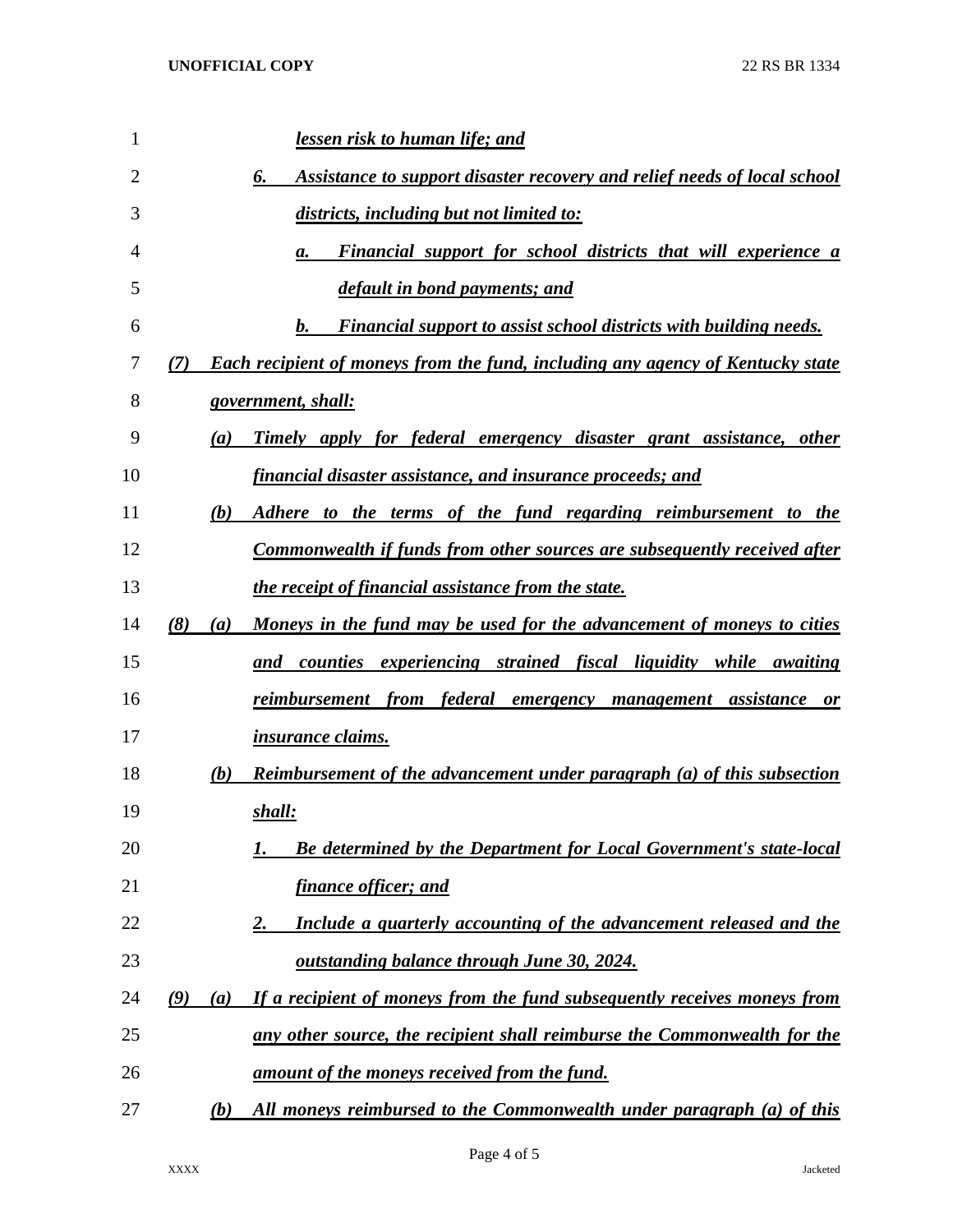*lessen risk to human life; and*

*6. Assistance to support disaster recovery and relief needs of local school districts, including but not limited to:*

*a. Financial support for school districts that will experience a default in bond payments; and*

*b. Financial support to assist school districts with building needs.*

*(7) Each recipient of moneys from the fund, including any agency of Kentucky state government, shall:*

*(a) Timely apply for federal emergency disaster grant assistance, other financial disaster assistance, and insurance proceeds; and*

*(b) Adhere to the terms of the fund regarding reimbursement to the Commonwealth if funds from other sources are subsequently received after the receipt of financial assistance from the state.*

*(8) (a) Moneys in the fund may be used for the advancement of moneys to cities and counties experiencing strained fiscal liquidity while awaiting reimbursement from federal emergency management assistance or insurance claims.*

*(b) Reimbursement of the advancement under paragraph (a) of this subsection shall:*

*1. Be determined by the Department for Local Government's state-local finance officer; and*

*2. Include a quarterly accounting of the advancement released and the outstanding balance through June 30, 2024.*

*(9) (a) If a recipient of moneys from the fund subsequently receives moneys from any other source, the recipient shall reimburse the Commonwealth for the amount of the moneys received from the fund.*

*(b) All moneys reimbursed to the Commonwealth under paragraph (a) of this*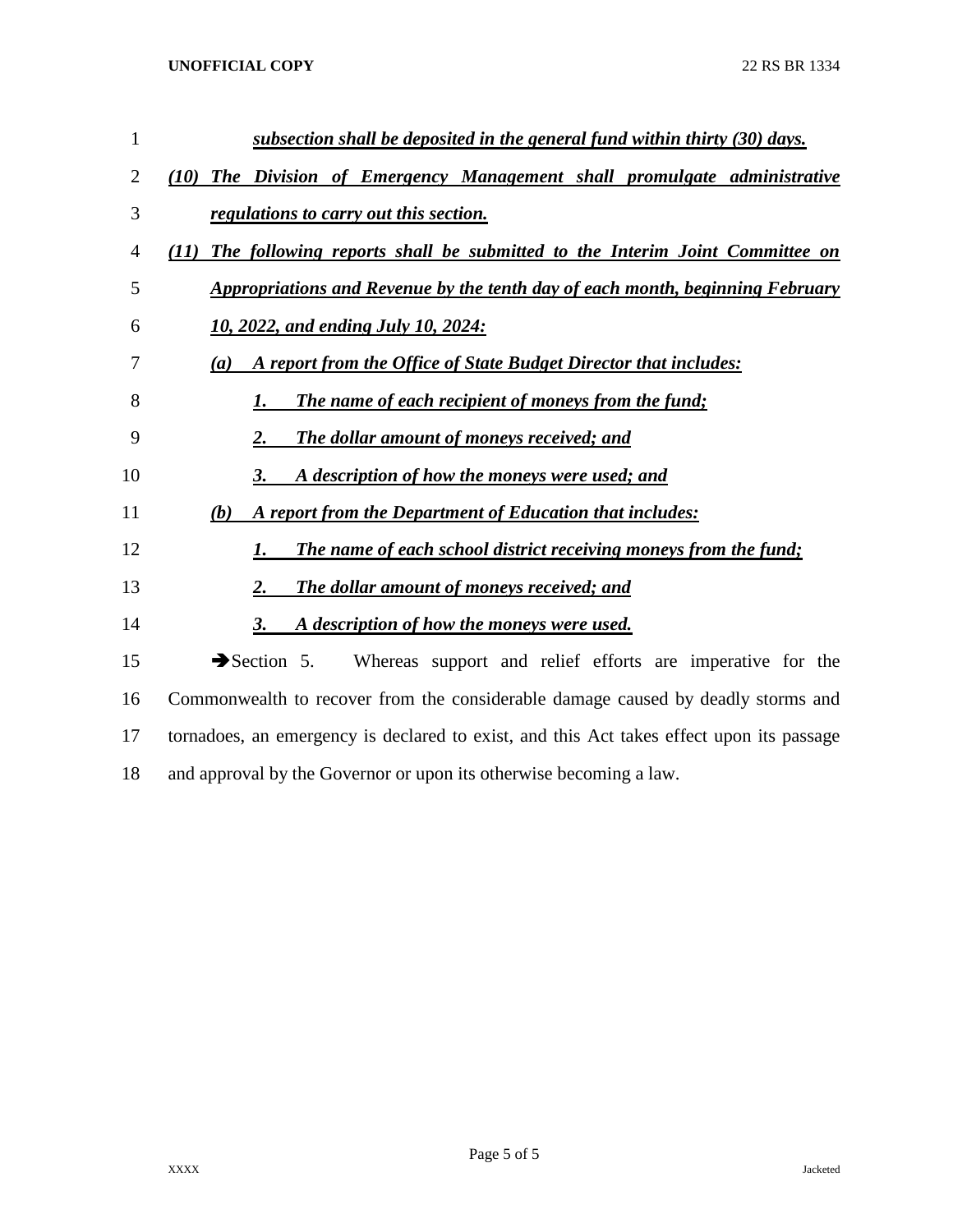***subsection shall be deposited in the general fund within thirty (30) days.***

***(10) The Division of Emergency Management shall promulgate administrative regulations to carry out this section.***

***(11) The following reports shall be submitted to the Interim Joint Committee on Appropriations and Revenue by the tenth day of each month, beginning February 10, 2022, and ending July 10, 2024:***

***(a) A report from the Office of State Budget Director that includes:***

***1. The name of each recipient of moneys from the fund;***

***2. The dollar amount of moneys received; and***

***3. A description of how the moneys were used; and***

***(b) A report from the Department of Education that includes:***

***1. The name of each school district receiving moneys from the fund;***

***2. The dollar amount of moneys received; and***

***3. A description of how the moneys were used.***

➔Section 5. Whereas support and relief efforts are imperative for the Commonwealth to recover from the considerable damage caused by deadly storms and tornadoes, an emergency is declared to exist, and this Act takes effect upon its passage and approval by the Governor or upon its otherwise becoming a law.